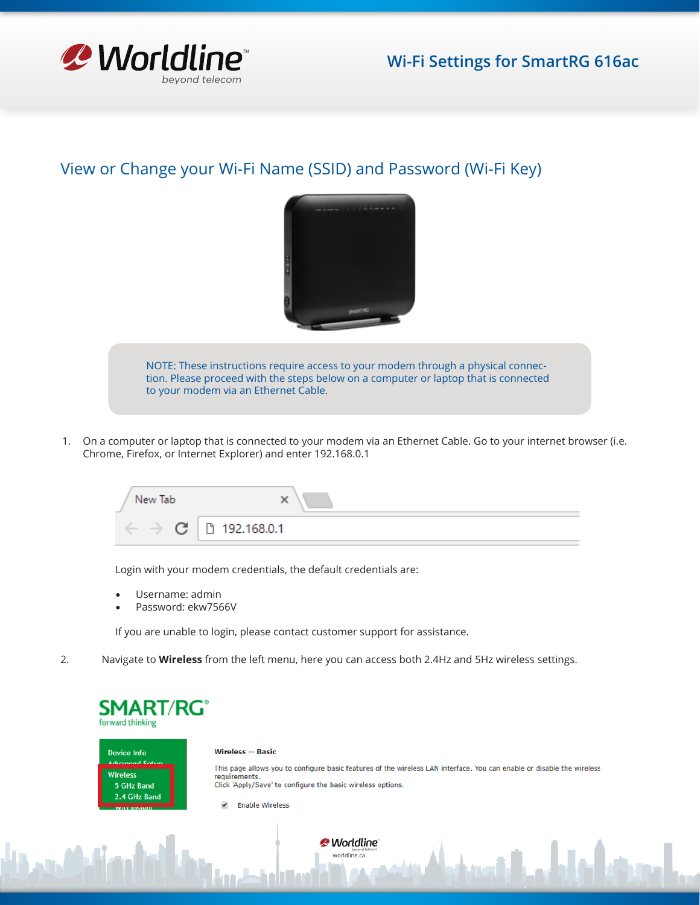# Wi-Fi Settings for SmartRG 616ac

## View or Change your Wi-Fi Name (SSID) and Password (Wi-Fi Key)

NOTE: These instructions require access to your modem through a physical connection. Please proceed with the steps below on a computer or laptop that is connected to your modem via an Ethernet Cable.

1. On a computer or laptop that is connected to your modem via an Ethernet Cable. Go to your internet browser (i.e. Chrome, Firefox, or Internet Explorer) and enter 192.168.0.1

   Login with your modem credentials, the default credentials are:

   - Username: admin
   - Password: ekw7566V

   If you are unable to login, please contact customer support for assistance.

2. Navigate to **Wireless** from the left menu, here you can access both 2.4Hz and 5Hz wireless settings.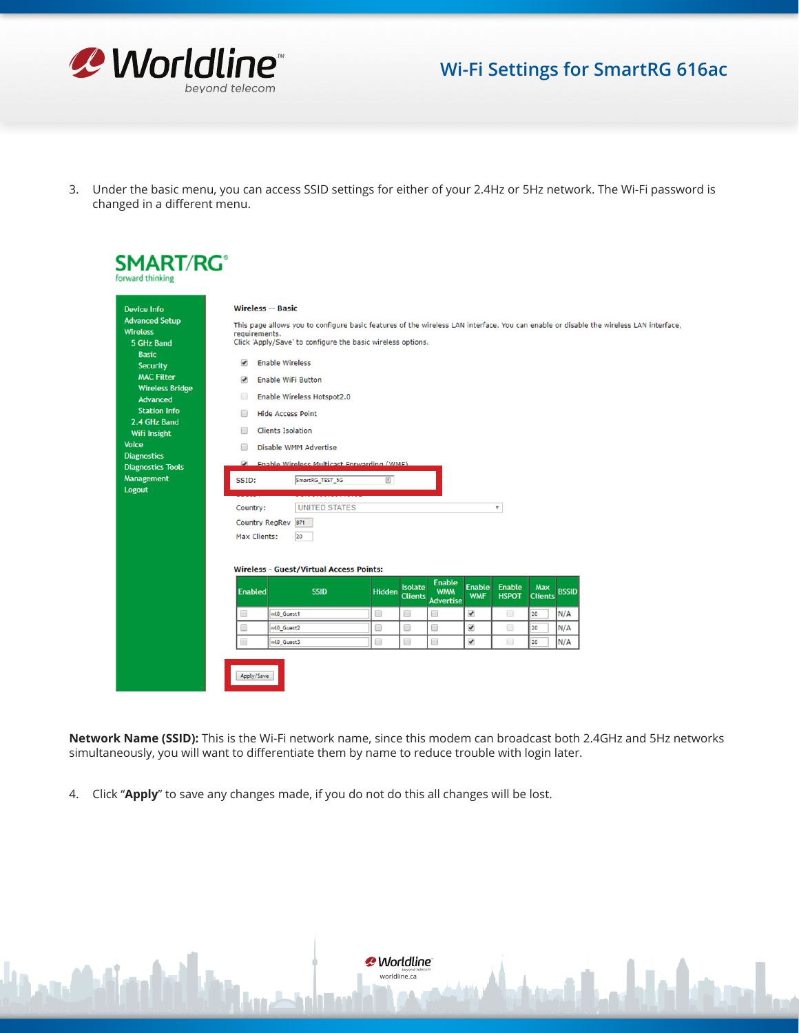3. Under the basic menu, you can access SSID settings for either of your 2.4Hz or 5Hz network. The Wi-Fi password is changed in a different menu.

SMART/RG
forward thinking

- Device Info
- Advanced Setup
- Wireless
  - 5 GHz Band
    - Basic
    - Security
    - MAC Filter
    - Wireless Bridge
    - Advanced
    - Station Info
  - 2.4 GHz Band
  - Wifi Insight
- Voice
- Diagnostics
- Diagnostics Tools
- Management
- Logout

**Wireless -- Basic**

This page allows you to configure basic features of the wireless LAN interface. You can enable or disable the wireless LAN interface, requirements.
Click 'Apply/Save' to configure the basic wireless options.

- [x] Enable Wireless
- [x] Enable WiFi Button
- [ ] Enable Wireless Hotspot2.0
- [ ] Hide Access Point
- [ ] Clients Isolation
- [ ] Disable WMM Advertise
- [x] Enable Wireless Multicast Forwarding (WMF)

SSID: SmartRG_TEST_5G

Country: UNITED STATES

Country RegRev: 871

Max Clients: 20

**Wireless - Guest/Virtual Access Points:**

| Enabled | SSID | Hidden | Isolate Clients | Enable WMM Advertise | Enable WMF | Enable HSPOT | Max Clients | BSSID |
|---|---|---|---|---|---|---|---|---|
| ☐ | wl0_Guest1 | ☐ | ☐ | ☐ | ☑ | ☐ | 20 | N/A |
| ☐ | wl0_Guest2 | ☐ | ☐ | ☐ | ☑ | ☐ | 20 | N/A |
| ☐ | wl0_Guest3 | ☐ | ☐ | ☐ | ☑ | ☐ | 20 | N/A |

Apply/Save

**Network Name (SSID):** This is the Wi-Fi network name, since this modem can broadcast both 2.4GHz and 5Hz networks simultaneously, you will want to differentiate them by name to reduce trouble with login later.

4. Click "**Apply**" to save any changes made, if you do not do this all changes will be lost.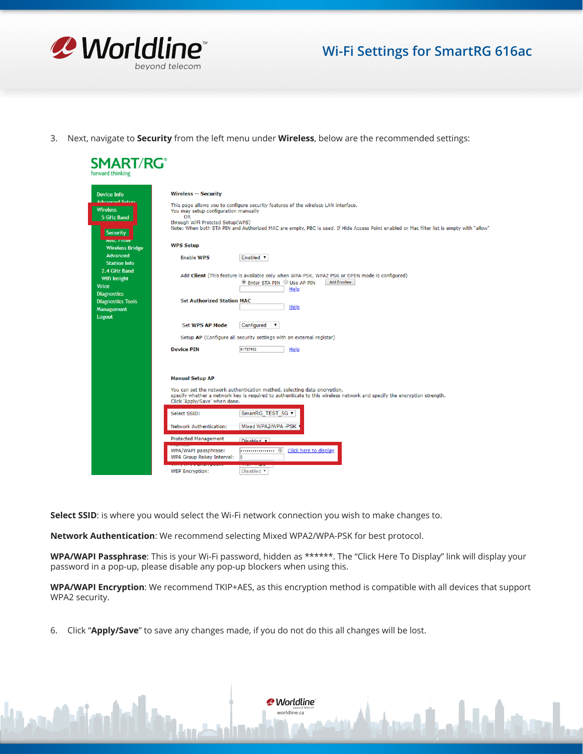3. Next, navigate to **Security** from the left menu under **Wireless**, below are the recommended settings:

SMART/RG
forward thinking

Device Info
Advanced Setup
Wireless
5 GHz Band
Security
MAC Filter
Wireless Bridge
Advanced
Station Info
2.4 GHz Band
Wifi Insight
Voice
Diagnostics
Diagnostics Tools
Management
Logout

Wireless -- Security

This page allows you to configure security features of the wireless LAN interface.
You may setup configuration manually
OR
through WiFi Protcted Setup(WPS)
Note: When both STA PIN and Authorized MAC are empty, PBC is used. If Hide Access Point enabled or Mac filter list is empty with "allow"

WPS Setup

Enable WPS: Enabled

Add Client (This feature is available only when WPA-PSK, WPA2 PSK or OPEN mode is configured)
Enter STA PIN / Use AP PIN / Add Enrollee
Help

Set Authorized Station MAC
Help

Set WPS AP Mode: Configured

Setup AP (Configure all security settings with an external registar)

Device PIN: 61737932 Help

Manual Setup AP

You can set the network authentication method, selecting data encryption,
specify whether a network key is required to authenticate to this wireless network and specify the encryption strength.
Click 'Apply/Save' when done.

Select SSID: SmartRG_TEST_5G

Network Authentication: Mixed WPA2/WPA -PSK

Protected Management: Disabled

WPA/WAPI passphrase: •••••••••••••••• Click here to display

WPA Group Rekey Interval: 0

WEP Encryption: Disabled

**Select SSID**: is where you would select the Wi-Fi network connection you wish to make changes to.

**Network Authentication**: We recommend selecting Mixed WPA2/WPA-PSK for best protocol.

**WPA/WAPI Passphrase**: This is your Wi-Fi password, hidden as ******. The "Click Here To Display" link will display your password in a pop-up, please disable any pop-up blockers when using this.

**WPA/WAPI Encryption**: We recommend TKIP+AES, as this encryption method is compatible with all devices that support WPA2 security.

6. Click "**Apply/Save**" to save any changes made, if you do not do this all changes will be lost.